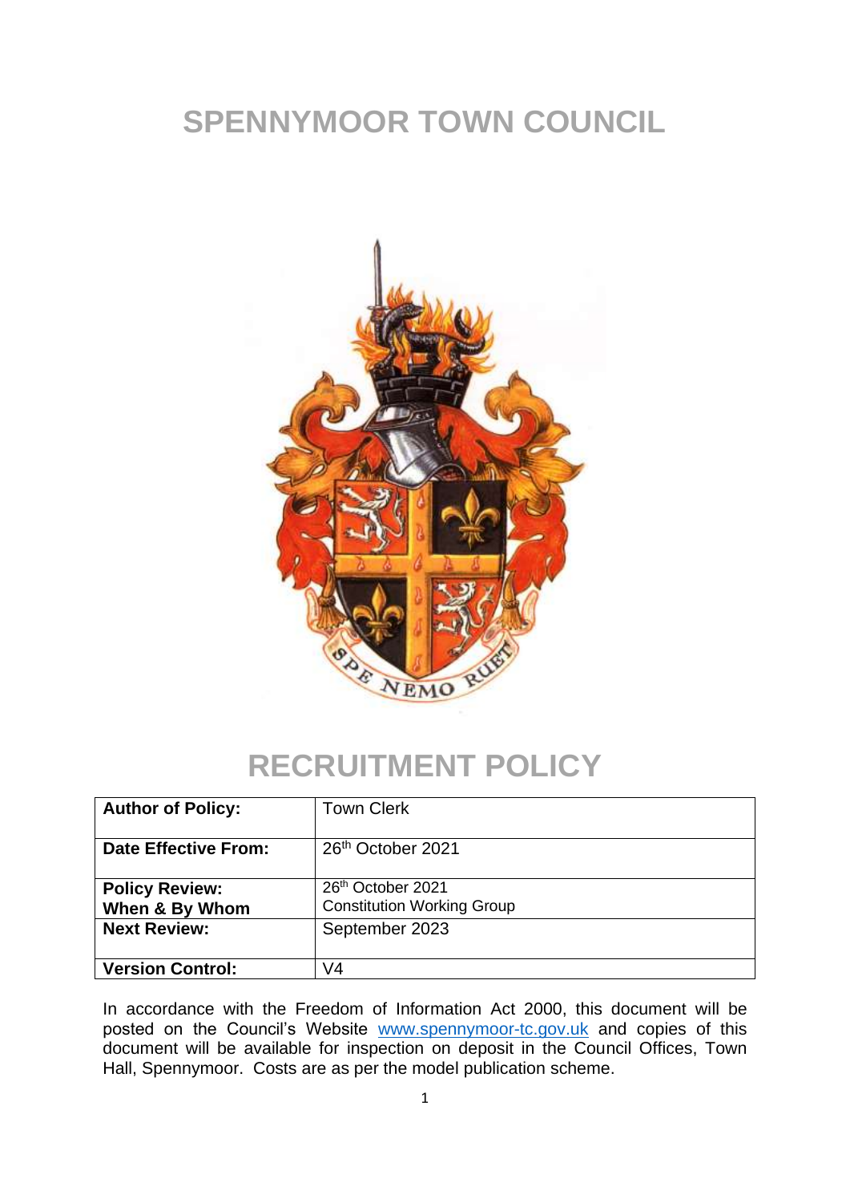# SPENNYMOOR TOWN COUNCIL

# RECRUITMENT POLICY

| **Author of Policy:** | Town Clerk |
| --- | --- |
| **Date Effective From:** | 26th October 2021 |
| **Policy Review: When & By Whom** | 26th October 2021<br>Constitution Working Group |
| **Next Review:** | September 2023 |
| **Version Control:** | V4 |

In accordance with the Freedom of Information Act 2000, this document will be posted on the Council's Website www.spennymoor-tc.gov.uk and copies of this document will be available for inspection on deposit in the Council Offices, Town Hall, Spennymoor. Costs are as per the model publication scheme.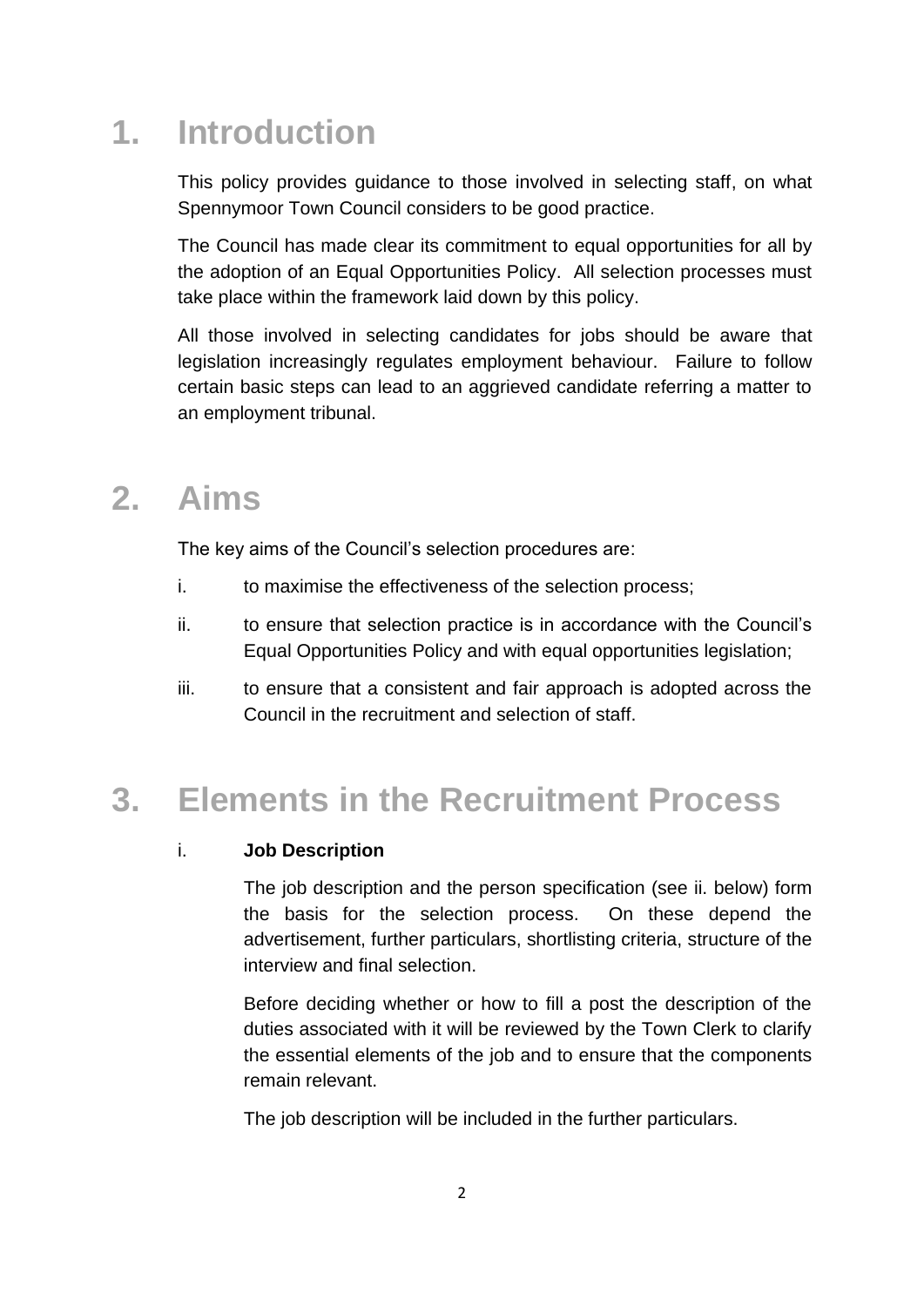# 1. Introduction

This policy provides guidance to those involved in selecting staff, on what Spennymoor Town Council considers to be good practice.

The Council has made clear its commitment to equal opportunities for all by the adoption of an Equal Opportunities Policy. All selection processes must take place within the framework laid down by this policy.

All those involved in selecting candidates for jobs should be aware that legislation increasingly regulates employment behaviour. Failure to follow certain basic steps can lead to an aggrieved candidate referring a matter to an employment tribunal.

# 2. Aims

The key aims of the Council's selection procedures are:

i. to maximise the effectiveness of the selection process;

ii. to ensure that selection practice is in accordance with the Council's Equal Opportunities Policy and with equal opportunities legislation;

iii. to ensure that a consistent and fair approach is adopted across the Council in the recruitment and selection of staff.

# 3. Elements in the Recruitment Process

i. **Job Description**

The job description and the person specification (see ii. below) form the basis for the selection process. On these depend the advertisement, further particulars, shortlisting criteria, structure of the interview and final selection.

Before deciding whether or how to fill a post the description of the duties associated with it will be reviewed by the Town Clerk to clarify the essential elements of the job and to ensure that the components remain relevant.

The job description will be included in the further particulars.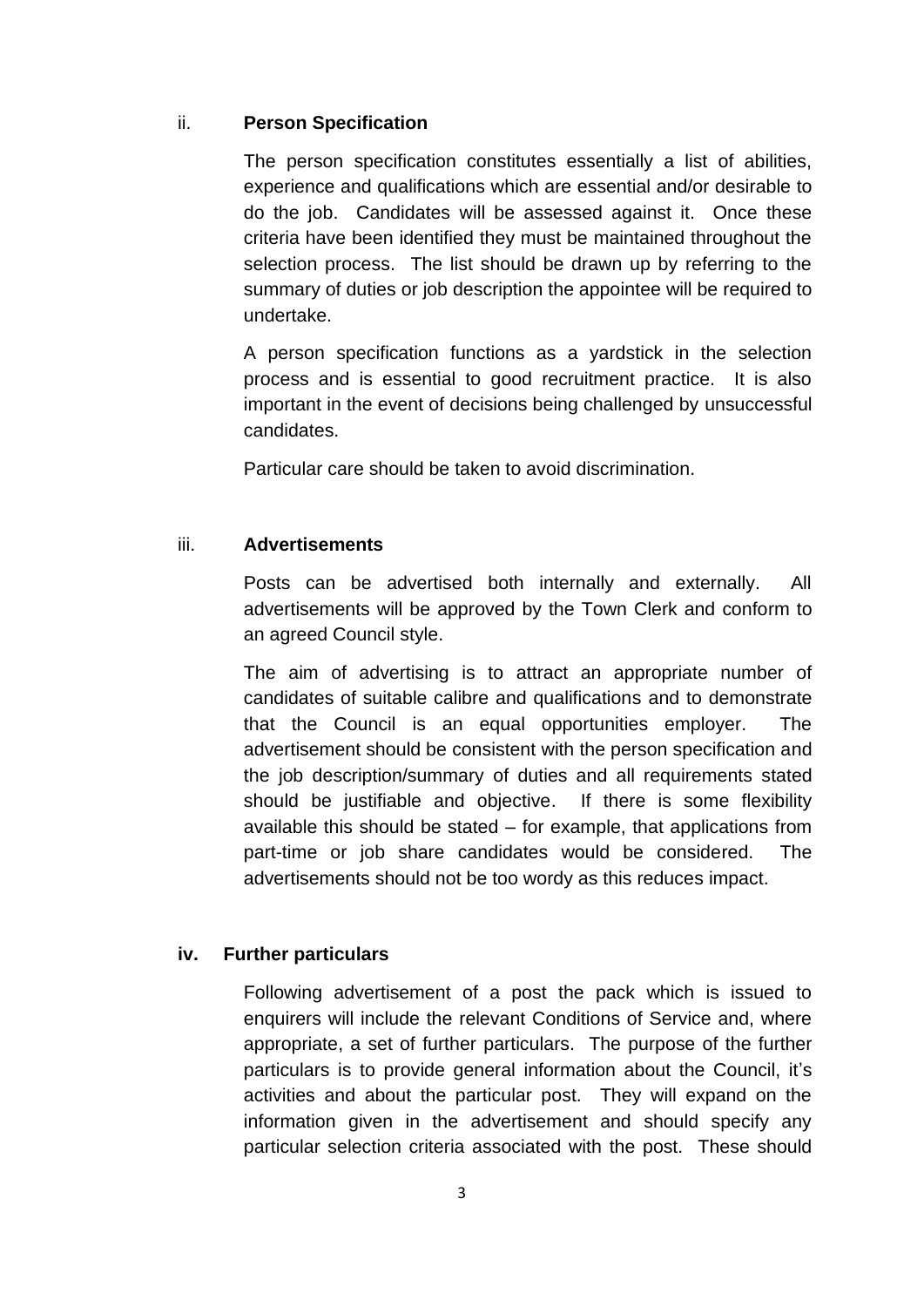### ii. **Person Specification**

The person specification constitutes essentially a list of abilities, experience and qualifications which are essential and/or desirable to do the job. Candidates will be assessed against it. Once these criteria have been identified they must be maintained throughout the selection process. The list should be drawn up by referring to the summary of duties or job description the appointee will be required to undertake.

A person specification functions as a yardstick in the selection process and is essential to good recruitment practice. It is also important in the event of decisions being challenged by unsuccessful candidates.

Particular care should be taken to avoid discrimination.

### iii. **Advertisements**

Posts can be advertised both internally and externally. All advertisements will be approved by the Town Clerk and conform to an agreed Council style.

The aim of advertising is to attract an appropriate number of candidates of suitable calibre and qualifications and to demonstrate that the Council is an equal opportunities employer. The advertisement should be consistent with the person specification and the job description/summary of duties and all requirements stated should be justifiable and objective. If there is some flexibility available this should be stated – for example, that applications from part-time or job share candidates would be considered. The advertisements should not be too wordy as this reduces impact.

### **iv. Further particulars**

Following advertisement of a post the pack which is issued to enquirers will include the relevant Conditions of Service and, where appropriate, a set of further particulars. The purpose of the further particulars is to provide general information about the Council, it's activities and about the particular post. They will expand on the information given in the advertisement and should specify any particular selection criteria associated with the post. These should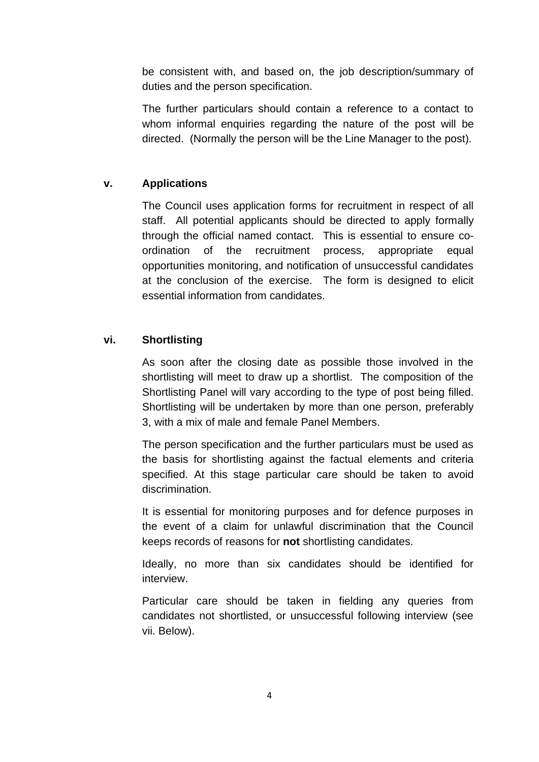be consistent with, and based on, the job description/summary of duties and the person specification.

The further particulars should contain a reference to a contact to whom informal enquiries regarding the nature of the post will be directed. (Normally the person will be the Line Manager to the post).

### v. Applications

The Council uses application forms for recruitment in respect of all staff. All potential applicants should be directed to apply formally through the official named contact. This is essential to ensure co-ordination of the recruitment process, appropriate equal opportunities monitoring, and notification of unsuccessful candidates at the conclusion of the exercise. The form is designed to elicit essential information from candidates.

### vi. Shortlisting

As soon after the closing date as possible those involved in the shortlisting will meet to draw up a shortlist. The composition of the Shortlisting Panel will vary according to the type of post being filled. Shortlisting will be undertaken by more than one person, preferably 3, with a mix of male and female Panel Members.

The person specification and the further particulars must be used as the basis for shortlisting against the factual elements and criteria specified. At this stage particular care should be taken to avoid discrimination.

It is essential for monitoring purposes and for defence purposes in the event of a claim for unlawful discrimination that the Council keeps records of reasons for **not** shortlisting candidates.

Ideally, no more than six candidates should be identified for interview.

Particular care should be taken in fielding any queries from candidates not shortlisted, or unsuccessful following interview (see vii. Below).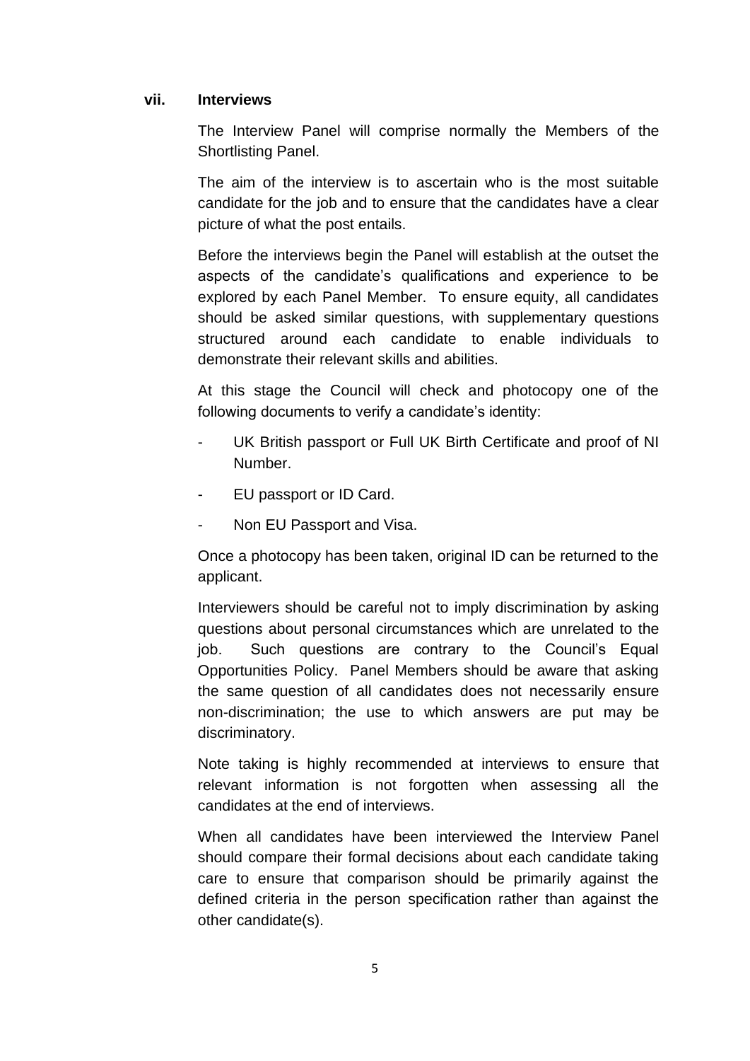### vii. Interviews

The Interview Panel will comprise normally the Members of the Shortlisting Panel.

The aim of the interview is to ascertain who is the most suitable candidate for the job and to ensure that the candidates have a clear picture of what the post entails.

Before the interviews begin the Panel will establish at the outset the aspects of the candidate's qualifications and experience to be explored by each Panel Member. To ensure equity, all candidates should be asked similar questions, with supplementary questions structured around each candidate to enable individuals to demonstrate their relevant skills and abilities.

At this stage the Council will check and photocopy one of the following documents to verify a candidate's identity:

- UK British passport or Full UK Birth Certificate and proof of NI Number.
- EU passport or ID Card.
- Non EU Passport and Visa.

Once a photocopy has been taken, original ID can be returned to the applicant.

Interviewers should be careful not to imply discrimination by asking questions about personal circumstances which are unrelated to the job. Such questions are contrary to the Council's Equal Opportunities Policy. Panel Members should be aware that asking the same question of all candidates does not necessarily ensure non-discrimination; the use to which answers are put may be discriminatory.

Note taking is highly recommended at interviews to ensure that relevant information is not forgotten when assessing all the candidates at the end of interviews.

When all candidates have been interviewed the Interview Panel should compare their formal decisions about each candidate taking care to ensure that comparison should be primarily against the defined criteria in the person specification rather than against the other candidate(s).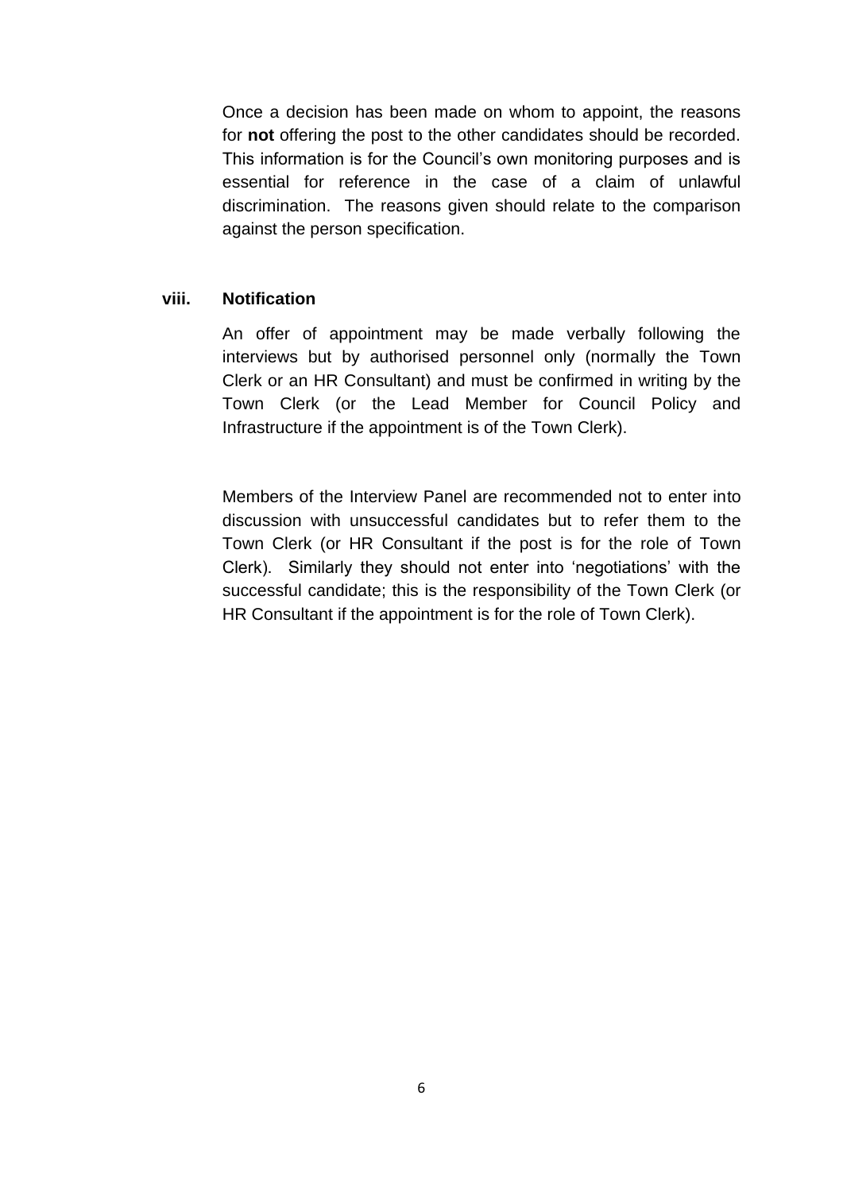Once a decision has been made on whom to appoint, the reasons for **not** offering the post to the other candidates should be recorded. This information is for the Council's own monitoring purposes and is essential for reference in the case of a claim of unlawful discrimination. The reasons given should relate to the comparison against the person specification.

### viii. Notification

An offer of appointment may be made verbally following the interviews but by authorised personnel only (normally the Town Clerk or an HR Consultant) and must be confirmed in writing by the Town Clerk (or the Lead Member for Council Policy and Infrastructure if the appointment is of the Town Clerk).

Members of the Interview Panel are recommended not to enter into discussion with unsuccessful candidates but to refer them to the Town Clerk (or HR Consultant if the post is for the role of Town Clerk). Similarly they should not enter into 'negotiations' with the successful candidate; this is the responsibility of the Town Clerk (or HR Consultant if the appointment is for the role of Town Clerk).